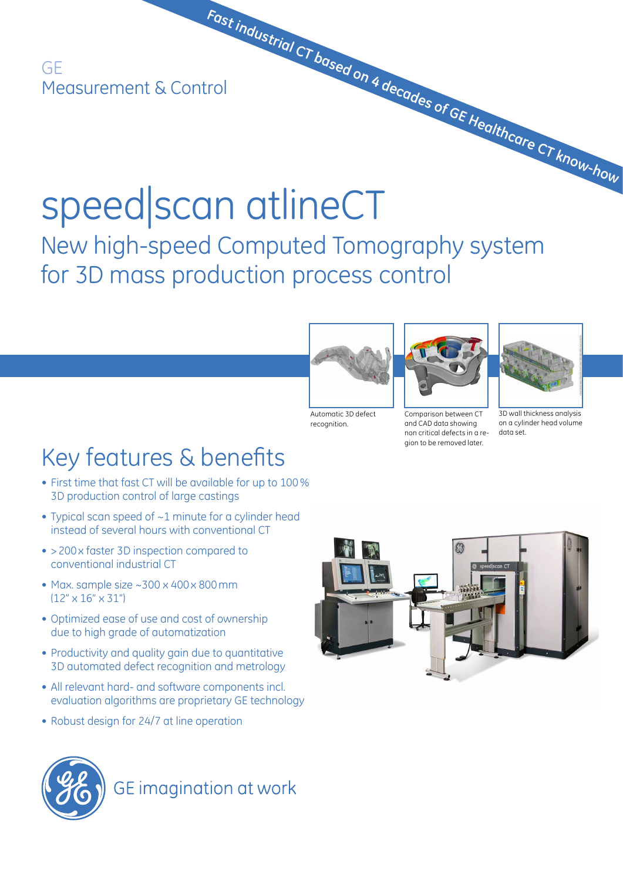GE
Measurement & Control

*Fast industrial CT based on 4 decades of GE Healthcare CT know-how*

# speed|scan atlineCT

## New high-speed Computed Tomography system for 3D mass production process control

Automatic 3D defect recognition.

Comparison between CT and CAD data showing non critical defects in a region to be removed later.

3D wall thickness analysis on a cylinder head volume data set.

## Key features & benefits

- First time that fast CT will be available for up to 100 % 3D production control of large castings
- Typical scan speed of ~1 minute for a cylinder head instead of several hours with conventional CT
- > 200 x faster 3D inspection compared to conventional industrial CT
- Max. sample size ~300 x 400 x 800 mm (12" x 16" x 31")
- Optimized ease of use and cost of ownership due to high grade of automatization
- Productivity and quality gain due to quantitative 3D automated defect recognition and metrology
- All relevant hard- and software components incl. evaluation algorithms are proprietary GE technology
- Robust design for 24/7 at line operation

GE imagination at work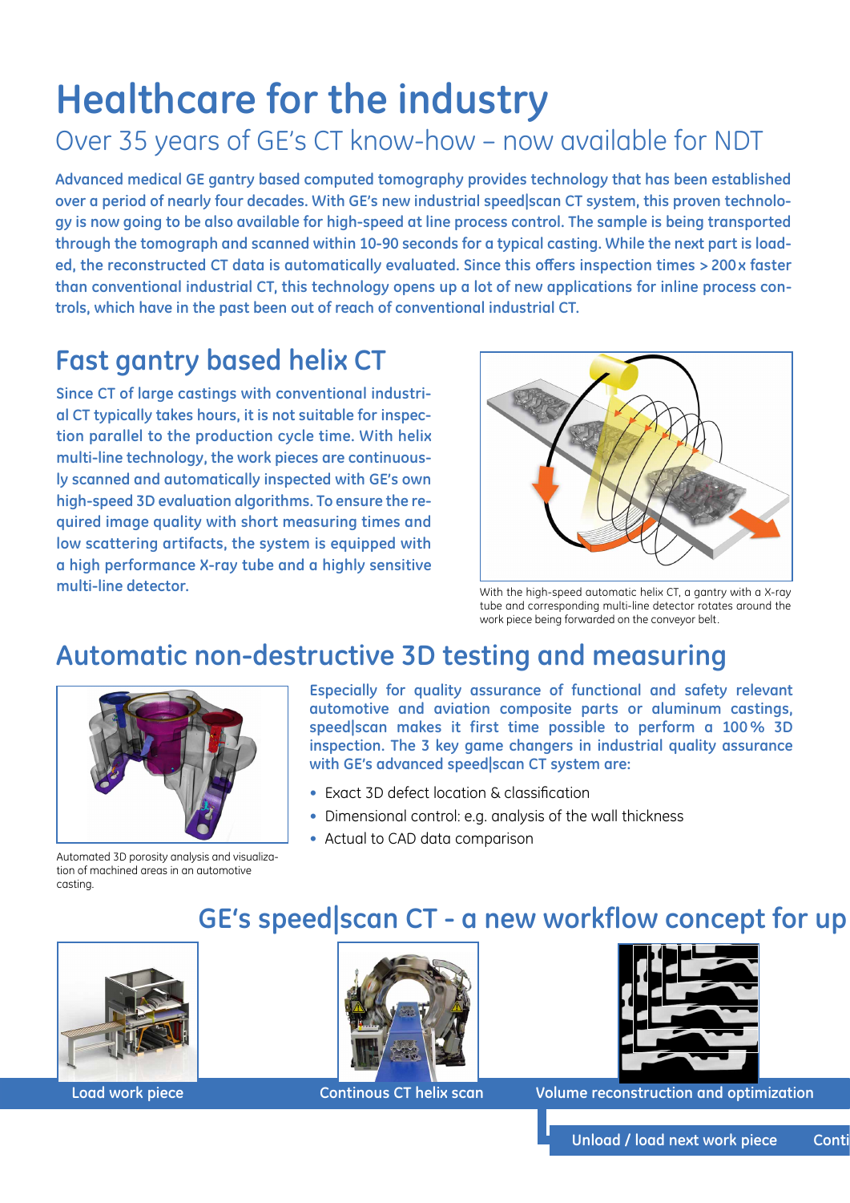# Healthcare for the industry

## Over 35 years of GE's CT know-how – now available for NDT

**Advanced medical GE gantry based computed tomography provides technology that has been established over a period of nearly four decades. With GE's new industrial speed|scan CT system, this proven technology is now going to be also available for high-speed at line process control. The sample is being transported through the tomograph and scanned within 10-90 seconds for a typical casting. While the next part is loaded, the reconstructed CT data is automatically evaluated. Since this offers inspection times > 200 x faster than conventional industrial CT, this technology opens up a lot of new applications for inline process controls, which have in the past been out of reach of conventional industrial CT.**

## Fast gantry based helix CT

**Since CT of large castings with conventional industrial CT typically takes hours, it is not suitable for inspection parallel to the production cycle time. With helix multi-line technology, the work pieces are continuously scanned and automatically inspected with GE's own high-speed 3D evaluation algorithms. To ensure the required image quality with short measuring times and low scattering artifacts, the system is equipped with a high performance X-ray tube and a highly sensitive multi-line detector.**

With the high-speed automatic helix CT, a gantry with a X-ray tube and corresponding multi-line detector rotates around the work piece being forwarded on the conveyor belt.

## Automatic non-destructive 3D testing and measuring

Automated 3D porosity analysis and visualization of machined areas in an automotive casting.

**Especially for quality assurance of functional and safety relevant automotive and aviation composite parts or aluminum castings, speed|scan makes it first time possible to perform a 100 % 3D inspection. The 3 key game changers in industrial quality assurance with GE's advanced speed|scan CT system are:**

- Exact 3D defect location & classification
- Dimensional control: e.g. analysis of the wall thickness
- Actual to CAD data comparison

## GE's speed|scan CT - a new workflow concept for up

Load work piece

Continous CT helix scan

Volume reconstruction and optimization

Unload / load next work piece

Conti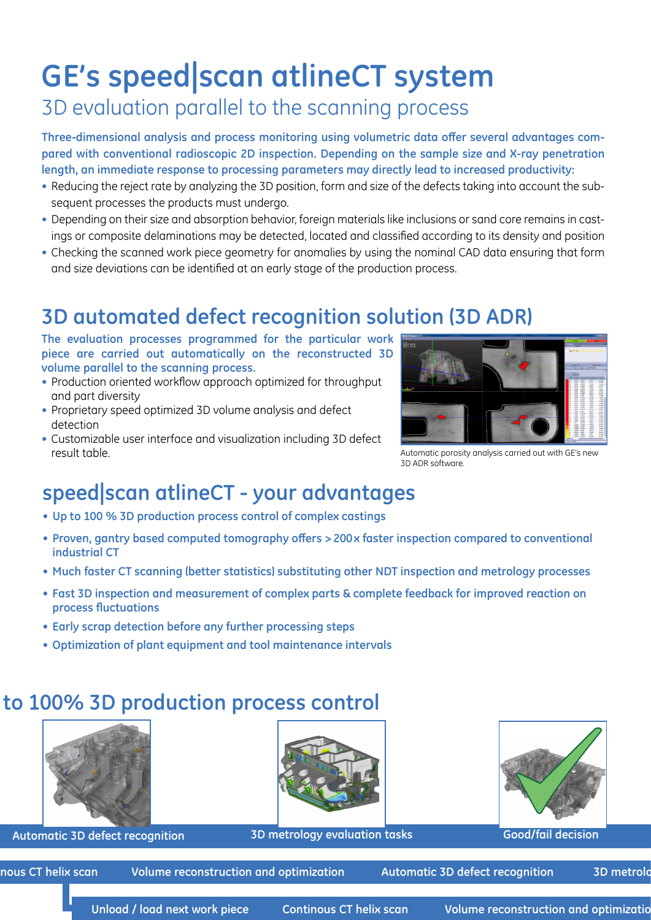# GE's speed|scan atlineCT system

## 3D evaluation parallel to the scanning process

**Three-dimensional analysis and process monitoring using volumetric data offer several advantages compared with conventional radioscopic 2D inspection. Depending on the sample size and X-ray penetration length, an immediate response to processing parameters may directly lead to increased productivity:**

- Reducing the reject rate by analyzing the 3D position, form and size of the defects taking into account the subsequent processes the products must undergo.
- Depending on their size and absorption behavior, foreign materials like inclusions or sand core remains in castings or composite delaminations may be detected, located and classified according to its density and position
- Checking the scanned work piece geometry for anomalies by using the nominal CAD data ensuring that form and size deviations can be identified at an early stage of the production process.

## 3D automated defect recognition solution (3D ADR)

**The evaluation processes programmed for the particular work piece are carried out automatically on the reconstructed 3D volume parallel to the scanning process.**

- Production oriented workflow approach optimized for throughput and part diversity
- Proprietary speed optimized 3D volume analysis and defect detection
- Customizable user interface and visualization including 3D defect result table.

Automatic porosity analysis carried out with GE's new 3D ADR software.

## speed|scan atlineCT - your advantages

- **Up to 100 % 3D production process control of complex castings**
- **Proven, gantry based computed tomography offers > 200x faster inspection compared to conventional industrial CT**
- **Much faster CT scanning (better statistics) substituting other NDT inspection and metrology processes**
- **Fast 3D inspection and measurement of complex parts & complete feedback for improved reaction on process fluctuations**
- **Early scrap detection before any further processing steps**
- **Optimization of plant equipment and tool maintenance intervals**

## to 100% 3D production process control

Automatic 3D defect recognition

3D metrology evaluation tasks

Good/fail decision

nous CT helix scan | Volume reconstruction and optimization | Automatic 3D defect recognition | 3D metrolo

Unload / load next work piece | Continous CT helix scan | Volume reconstruction and optimizatio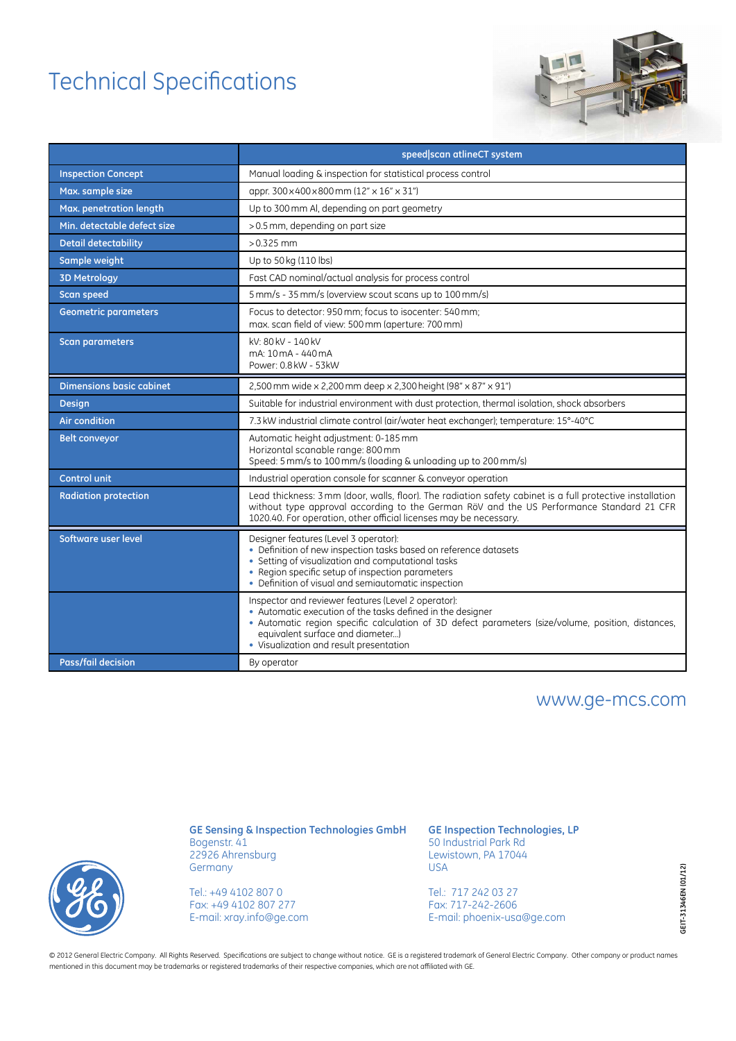# Technical Specifications

| | speed\|scan atlineCT system |
|---|---|
| Inspection Concept | Manual loading & inspection for statistical process control |
| Max. sample size | appr. 300 x 400 x 800 mm (12" x 16" x 31") |
| Max. penetration length | Up to 300 mm Al, depending on part geometry |
| Min. detectable defect size | > 0.5 mm, depending on part size |
| Detail detectability | > 0.325 mm |
| Sample weight | Up to 50 kg (110 lbs) |
| 3D Metrology | Fast CAD nominal/actual analysis for process control |
| Scan speed | 5 mm/s - 35 mm/s (overview scout scans up to 100 mm/s) |
| Geometric parameters | Focus to detector: 950 mm; focus to isocenter: 540 mm;<br>max. scan field of view: 500 mm (aperture: 700 mm) |
| Scan parameters | kV: 80 kV - 140 kV<br>mA: 10 mA - 440 mA<br>Power: 0.8 kW - 53kW |
| Dimensions basic cabinet | 2,500 mm wide x 2,200 mm deep x 2,300 height (98" x 87" x 91") |
| Design | Suitable for industrial environment with dust protection, thermal isolation, shock absorbers |
| Air condition | 7.3 kW industrial climate control (air/water heat exchanger); temperature: 15°-40°C |
| Belt conveyor | Automatic height adjustment: 0-185 mm<br>Horizontal scanable range: 800 mm<br>Speed: 5 mm/s to 100 mm/s (loading & unloading up to 200 mm/s) |
| Control unit | Industrial operation console for scanner & conveyor operation |
| Radiation protection | Lead thickness: 3 mm (door, walls, floor). The radiation safety cabinet is a full protective installation without type approval according to the German RöV and the US Performance Standard 21 CFR 1020.40. For operation, other official licenses may be necessary. |
| Software user level | Designer features (Level 3 operator):<br>• Definition of new inspection tasks based on reference datasets<br>• Setting of visualization and computational tasks<br>• Region specific setup of inspection parameters<br>• Definition of visual and semiautomatic inspection |
| | Inspector and reviewer features (Level 2 operator):<br>• Automatic execution of the tasks defined in the designer<br>• Automatic region specific calculation of 3D defect parameters (size/volume, position, distances, equivalent surface and diameter...)<br>• Visualization and result presentation |
| Pass/fail decision | By operator |

www.ge-mcs.com

**GE Sensing & Inspection Technologies GmbH**
Bogenstr. 41
22926 Ahrensburg
Germany

Tel.: +49 4102 807 0
Fax: +49 4102 807 277
E-mail: xray.info@ge.com

**GE Inspection Technologies, LP**
50 Industrial Park Rd
Lewistown, PA 17044
USA

Tel.: 717 242 03 27
Fax: 717-242-2606
E-mail: phoenix-usa@ge.com

GEIT-31346EN (01/12)

© 2012 General Electric Company. All Rights Reserved. Specifications are subject to change without notice. GE is a registered trademark of General Electric Company. Other company or product names mentioned in this document may be trademarks or registered trademarks of their respective companies, which are not affiliated with GE.